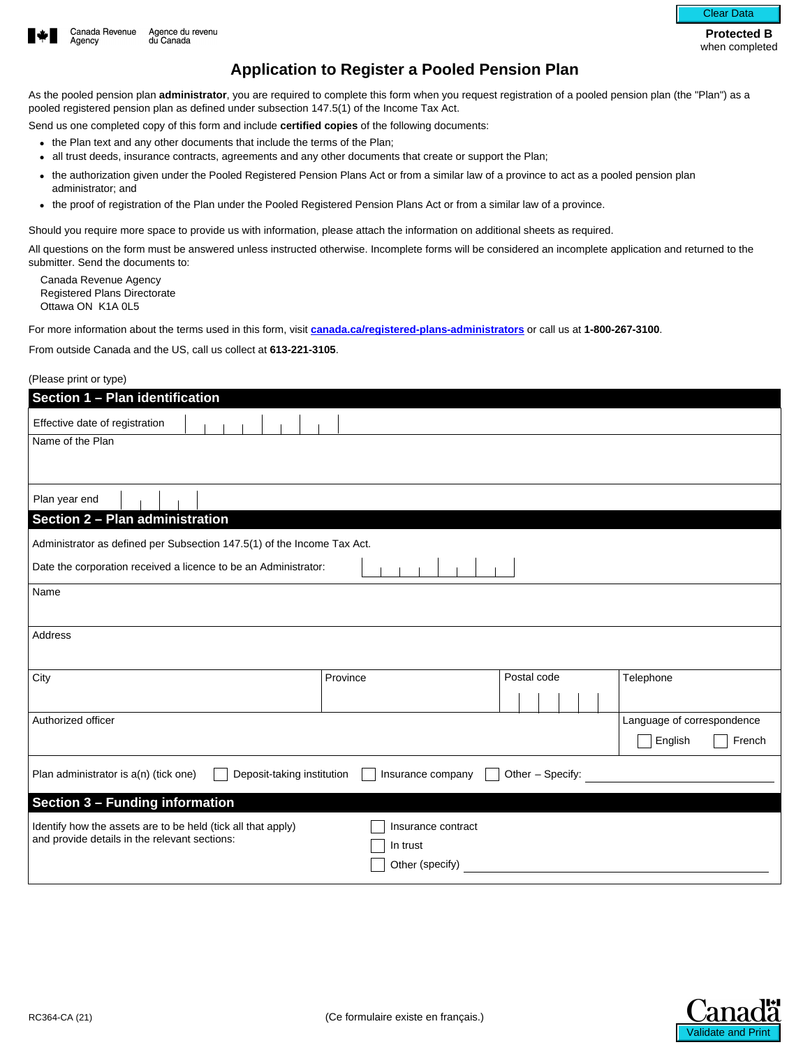Canada Revenue Agency / Agence du revenu du Canada

Clear Data

**Protected B** when completed

# Application to Register a Pooled Pension Plan

As the pooled pension plan **administrator**, you are required to complete this form when you request registration of a pooled pension plan (the "Plan") as a pooled registered pension plan as defined under subsection 147.5(1) of the Income Tax Act.

Send us one completed copy of this form and include **certified copies** of the following documents:

- the Plan text and any other documents that include the terms of the Plan;
- all trust deeds, insurance contracts, agreements and any other documents that create or support the Plan;
- the authorization given under the Pooled Registered Pension Plans Act or from a similar law of a province to act as a pooled pension plan administrator; and
- the proof of registration of the Plan under the Pooled Registered Pension Plans Act or from a similar law of a province.

Should you require more space to provide us with information, please attach the information on additional sheets as required.

All questions on the form must be answered unless instructed otherwise. Incomplete forms will be considered an incomplete application and returned to the submitter. Send the documents to:

Canada Revenue Agency
Registered Plans Directorate
Ottawa ON K1A 0L5

For more information about the terms used in this form, visit **canada.ca/registered-plans-administrators** or call us at **1-800-267-3100**.

From outside Canada and the US, call us collect at **613-221-3105**.

(Please print or type)

## Section 1 – Plan identification

Effective date of registration

Name of the Plan

Plan year end

## Section 2 – Plan administration

Administrator as defined per Subsection 147.5(1) of the Income Tax Act.

Date the corporation received a licence to be an Administrator:

Name

Address

| City | Province | Postal code | Telephone |
|---|---|---|---|
| | | | |

Authorized officer

Language of correspondence ☐ English ☐ French

Plan administrator is a(n) (tick one) ☐ Deposit-taking institution ☐ Insurance company ☐ Other – Specify: ____________

## Section 3 – Funding information

Identify how the assets are to be held (tick all that apply) and provide details in the relevant sections:

☐ Insurance contract
☐ In trust
☐ Other (specify) ____________

RC364-CA (21)

(Ce formulaire existe en français.)

Validate and Print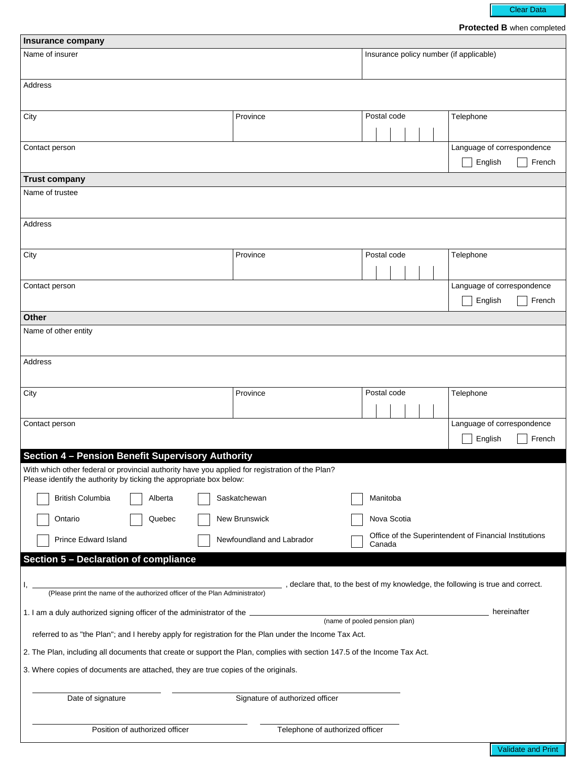Clear Data

**Protected B** when completed

## Insurance company

| Name of insurer | | | Insurance policy number (if applicable) |
|---|---|---|---|
| Address | | | |
| City | Province | Postal code | Telephone |
| Contact person | | | Language of correspondence ☐ English ☐ French |

## Trust company

| Name of trustee | | | |
|---|---|---|---|
| Address | | | |
| City | Province | Postal code | Telephone |
| Contact person | | | Language of correspondence ☐ English ☐ French |

## Other

| Name of other entity | | | |
|---|---|---|---|
| Address | | | |
| City | Province | Postal code | Telephone |
| Contact person | | | Language of correspondence ☐ English ☐ French |

## Section 4 – Pension Benefit Supervisory Authority

With which other federal or provincial authority have you applied for registration of the Plan?
Please identify the authority by ticking the appropriate box below:

- ☐ British Columbia
- ☐ Alberta
- ☐ Saskatchewan
- ☐ Manitoba
- ☐ Ontario
- ☐ Quebec
- ☐ New Brunswick
- ☐ Nova Scotia
- ☐ Prince Edward Island
- ☐ Newfoundland and Labrador
- ☐ Office of the Superintendent of Financial Institutions Canada

## Section 5 – Declaration of compliance

I, ______________________________ , declare that, to the best of my knowledge, the following is true and correct.
(Please print the name of the authorized officer of the Plan Administrator)

1. I am a duly authorized signing officer of the administrator of the ______________________________ hereinafter
(name of pooled pension plan)
referred to as "the Plan"; and I hereby apply for registration for the Plan under the Income Tax Act.

2. The Plan, including all documents that create or support the Plan, complies with section 147.5 of the Income Tax Act.

3. Where copies of documents are attached, they are true copies of the originals.

______________________ Date of signature

______________________ Signature of authorized officer

______________________ Position of authorized officer

______________________ Telephone of authorized officer

Validate and Print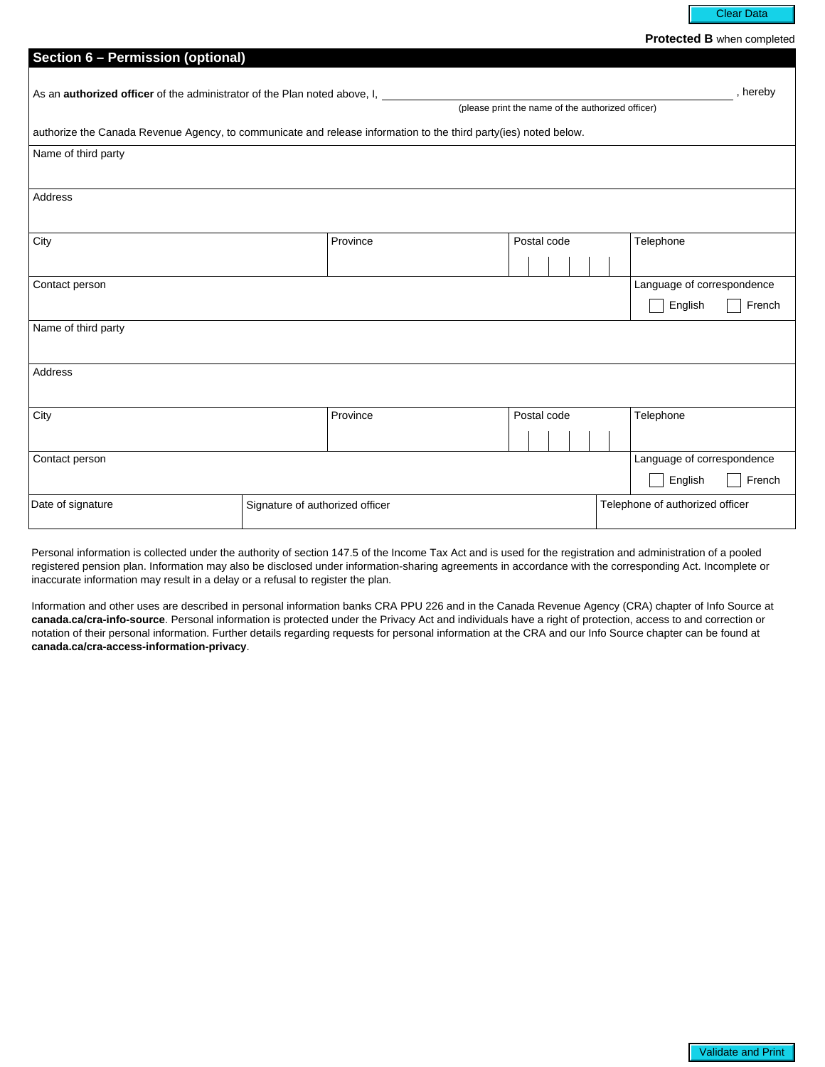Protected B when completed

## Section 6 – Permission (optional)

As an **authorized officer** of the administrator of the Plan noted above, I, ______________________________ , hereby
(please print the name of the authorized officer)

authorize the Canada Revenue Agency, to communicate and release information to the third party(ies) noted below.

| | | | |
|---|---|---|---|
| Name of third party | | | |
| Address | | | |
| City | Province | Postal code | Telephone |
| Contact person | | | Language of correspondence ☐ English ☐ French |
| Name of third party | | | |
| Address | | | |
| City | Province | Postal code | Telephone |
| Contact person | | | Language of correspondence ☐ English ☐ French |

| Date of signature | Signature of authorized officer | Telephone of authorized officer |
|---|---|---|
| | | |

Personal information is collected under the authority of section 147.5 of the Income Tax Act and is used for the registration and administration of a pooled registered pension plan. Information may also be disclosed under information-sharing agreements in accordance with the corresponding Act. Incomplete or inaccurate information may result in a delay or a refusal to register the plan.

Information and other uses are described in personal information banks CRA PPU 226 and in the Canada Revenue Agency (CRA) chapter of Info Source at **canada.ca/cra-info-source**. Personal information is protected under the Privacy Act and individuals have a right of protection, access to and correction or notation of their personal information. Further details regarding requests for personal information at the CRA and our Info Source chapter can be found at **canada.ca/cra-access-information-privacy**.